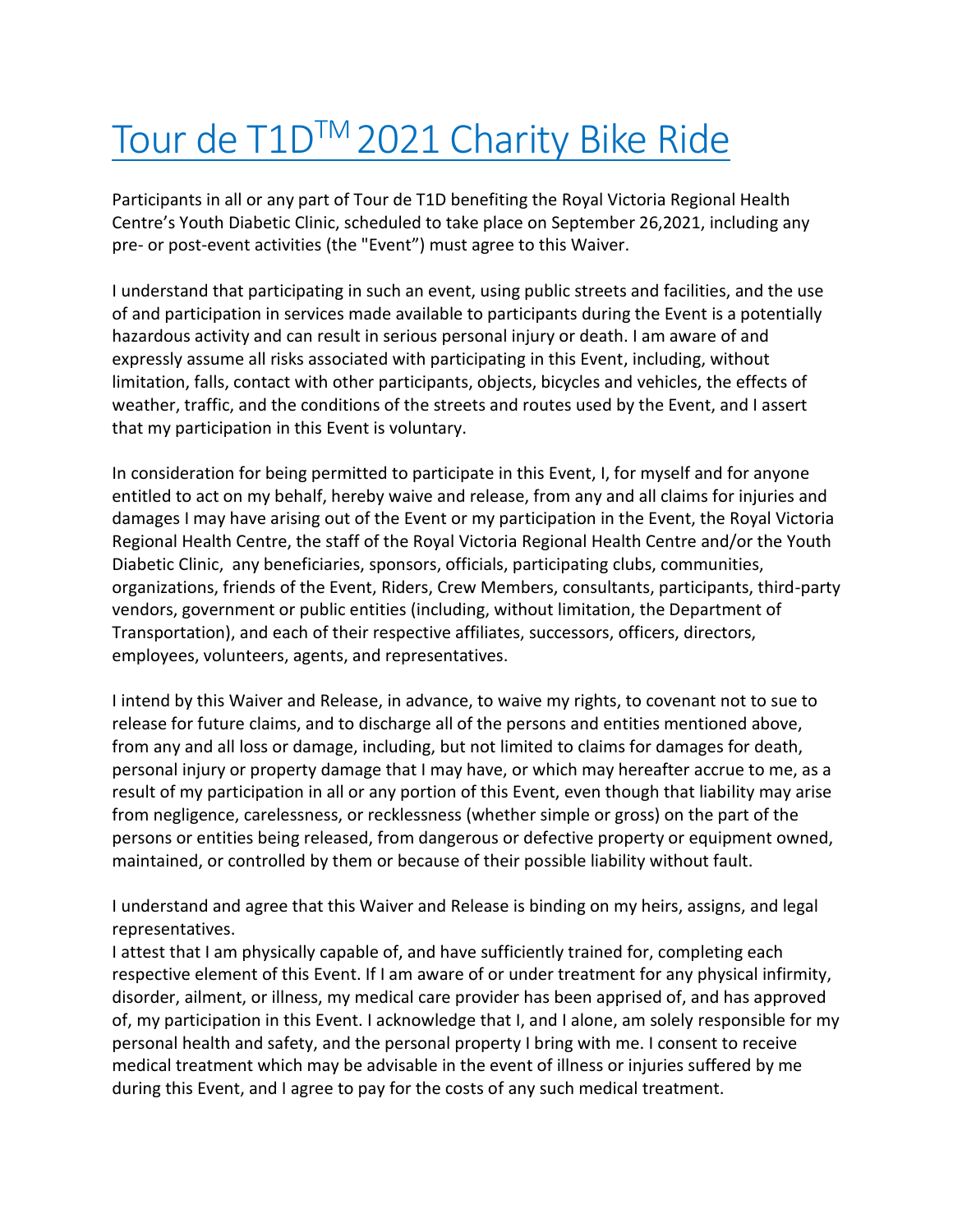# Tour de T1D[TM] 2021 Charity Bike Ride

Participants in all or any part of Tour de T1D benefiting the Royal Victoria Regional Health Centre's Youth Diabetic Clinic, scheduled to take place on September 26,2021, including any pre- or post-event activities (the "Event") must agree to this Waiver.

I understand that participating in such an event, using public streets and facilities, and the use of and participation in services made available to participants during the Event is a potentially hazardous activity and can result in serious personal injury or death. I am aware of and expressly assume all risks associated with participating in this Event, including, without limitation, falls, contact with other participants, objects, bicycles and vehicles, the effects of weather, traffic, and the conditions of the streets and routes used by the Event, and I assert that my participation in this Event is voluntary.

In consideration for being permitted to participate in this Event, I, for myself and for anyone entitled to act on my behalf, hereby waive and release, from any and all claims for injuries and damages I may have arising out of the Event or my participation in the Event, the Royal Victoria Regional Health Centre, the staff of the Royal Victoria Regional Health Centre and/or the Youth Diabetic Clinic, any beneficiaries, sponsors, officials, participating clubs, communities, organizations, friends of the Event, Riders, Crew Members, consultants, participants, third-party vendors, government or public entities (including, without limitation, the Department of Transportation), and each of their respective affiliates, successors, officers, directors, employees, volunteers, agents, and representatives.

I intend by this Waiver and Release, in advance, to waive my rights, to covenant not to sue to release for future claims, and to discharge all of the persons and entities mentioned above, from any and all loss or damage, including, but not limited to claims for damages for death, personal injury or property damage that I may have, or which may hereafter accrue to me, as a result of my participation in all or any portion of this Event, even though that liability may arise from negligence, carelessness, or recklessness (whether simple or gross) on the part of the persons or entities being released, from dangerous or defective property or equipment owned, maintained, or controlled by them or because of their possible liability without fault.

I understand and agree that this Waiver and Release is binding on my heirs, assigns, and legal representatives.

I attest that I am physically capable of, and have sufficiently trained for, completing each respective element of this Event. If I am aware of or under treatment for any physical infirmity, disorder, ailment, or illness, my medical care provider has been apprised of, and has approved of, my participation in this Event. I acknowledge that I, and I alone, am solely responsible for my personal health and safety, and the personal property I bring with me. I consent to receive medical treatment which may be advisable in the event of illness or injuries suffered by me during this Event, and I agree to pay for the costs of any such medical treatment.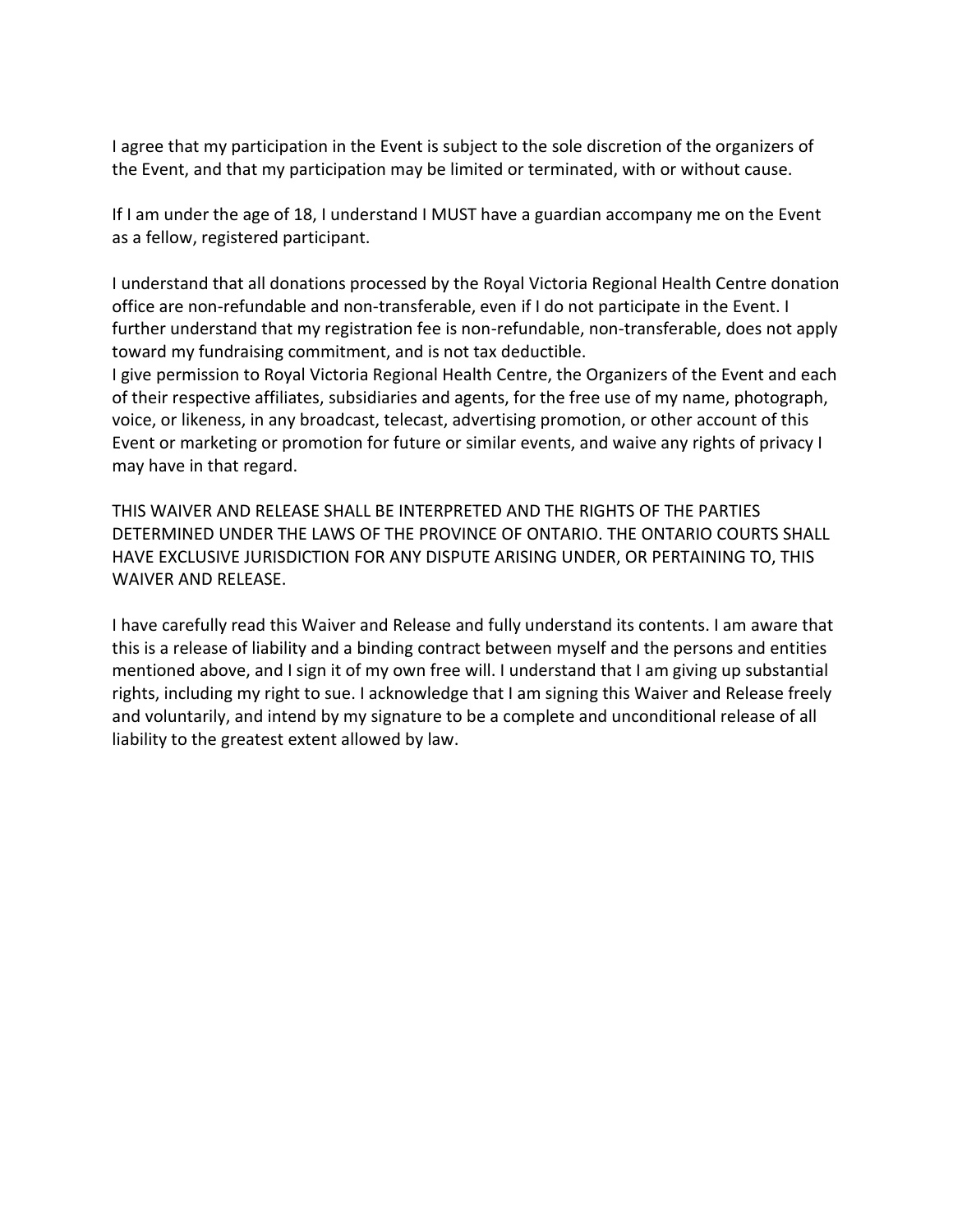I agree that my participation in the Event is subject to the sole discretion of the organizers of the Event, and that my participation may be limited or terminated, with or without cause.

If I am under the age of 18, I understand I MUST have a guardian accompany me on the Event as a fellow, registered participant.

I understand that all donations processed by the Royal Victoria Regional Health Centre donation office are non-refundable and non-transferable, even if I do not participate in the Event. I further understand that my registration fee is non-refundable, non-transferable, does not apply toward my fundraising commitment, and is not tax deductible.
I give permission to Royal Victoria Regional Health Centre, the Organizers of the Event and each of their respective affiliates, subsidiaries and agents, for the free use of my name, photograph, voice, or likeness, in any broadcast, telecast, advertising promotion, or other account of this Event or marketing or promotion for future or similar events, and waive any rights of privacy I may have in that regard.

THIS WAIVER AND RELEASE SHALL BE INTERPRETED AND THE RIGHTS OF THE PARTIES DETERMINED UNDER THE LAWS OF THE PROVINCE OF ONTARIO. THE ONTARIO COURTS SHALL HAVE EXCLUSIVE JURISDICTION FOR ANY DISPUTE ARISING UNDER, OR PERTAINING TO, THIS WAIVER AND RELEASE.

I have carefully read this Waiver and Release and fully understand its contents. I am aware that this is a release of liability and a binding contract between myself and the persons and entities mentioned above, and I sign it of my own free will. I understand that I am giving up substantial rights, including my right to sue. I acknowledge that I am signing this Waiver and Release freely and voluntarily, and intend by my signature to be a complete and unconditional release of all liability to the greatest extent allowed by law.